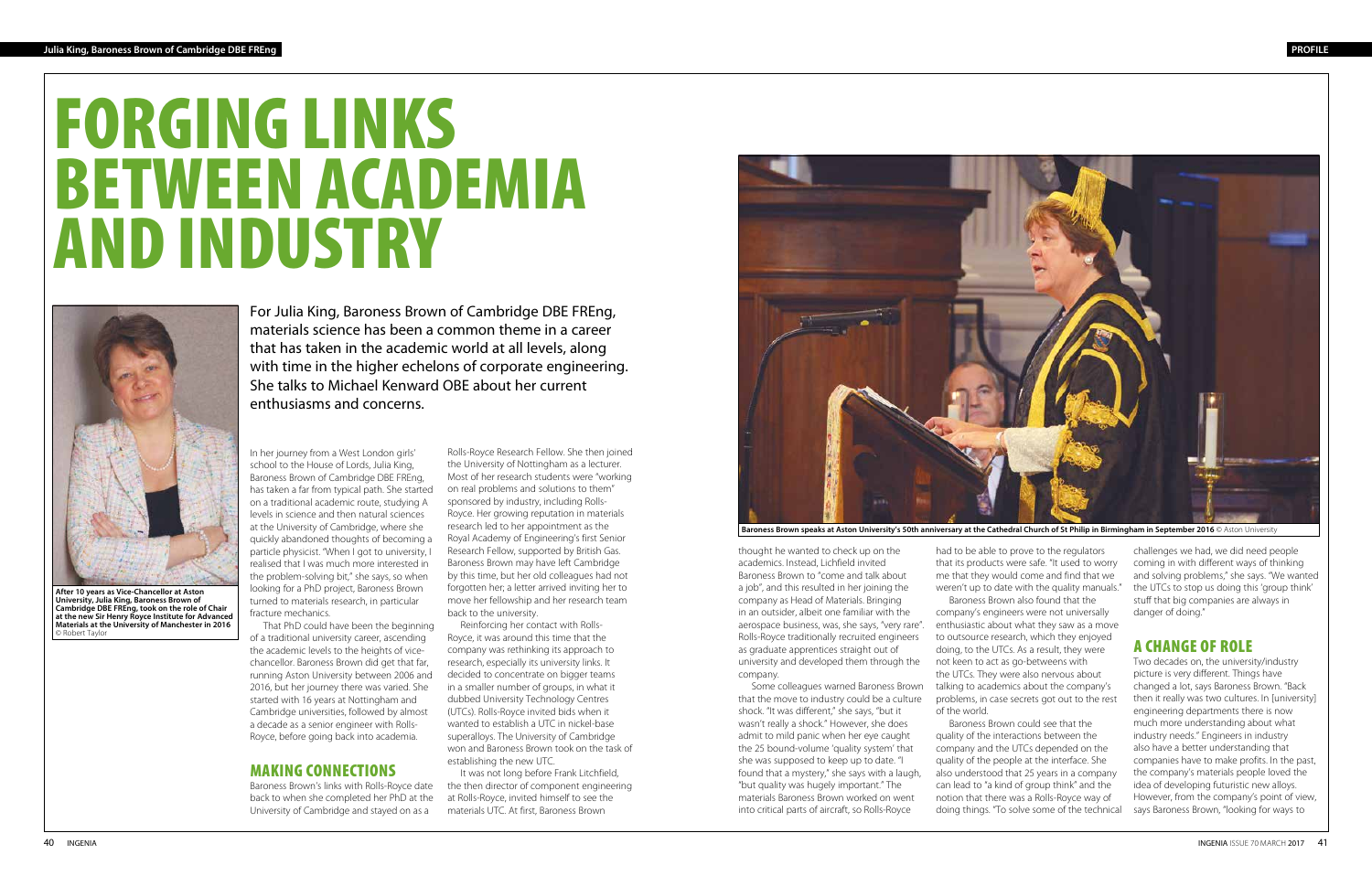# FORGING LINKS BETWEEN ACADEMIA AND INDUSTRY

After 10 years as Vice-Chancellor at Aston University, Julia King, Baroness Brown of Cambridge DBE FREng, took on the role of Chair at the new Sir Henry Royce Institute for Advanced Materials at the University of Manchester in 2016 © Robert Taylor

For Julia King, Baroness Brown of Cambridge DBE FREng, materials science has been a common theme in a career that has taken in the academic world at all levels, along with time in the higher echelons of corporate engineering. She talks to Michael Kenward OBE about her current enthusiasms and concerns.

In her journey from a West London girls' school to the House of Lords, Julia King, Baroness Brown of Cambridge DBE FREng, has taken a far from typical path. She started on a traditional academic route, studying A levels in science and then natural sciences at the University of Cambridge, where she quickly abandoned thoughts of becoming a particle physicist. "When I got to university, I realised that I was much more interested in the problem-solving bit," she says, so when looking for a PhD project, Baroness Brown turned to materials research, in particular fracture mechanics.

That PhD could have been the beginning of a traditional university career, ascending the academic levels to the heights of vice-chancellor. Baroness Brown did get that far, running Aston University between 2006 and 2016, but her journey there was varied. She started with 16 years at Nottingham and Cambridge universities, followed by almost a decade as a senior engineer with Rolls-Royce, before going back into academia.

## MAKING CONNECTIONS

Baroness Brown's links with Rolls-Royce date back to when she completed her PhD at the University of Cambridge and stayed on as a Rolls-Royce Research Fellow. She then joined the University of Nottingham as a lecturer. Most of her research students were "working on real problems and solutions to them" sponsored by industry, including Rolls-Royce. Her growing reputation in materials research led to her appointment as the Royal Academy of Engineering's first Senior Research Fellow, supported by British Gas. Baroness Brown may have left Cambridge by this time, but her old colleagues had not forgotten her; a letter arrived inviting her to move her fellowship and her research team back to the university.

Reinforcing her contact with Rolls-Royce, it was around this time that the company was rethinking its approach to research, especially its university links. It decided to concentrate on bigger teams in a smaller number of groups, in what it dubbed University Technology Centres (UTCs). Rolls-Royce invited bids when it wanted to establish a UTC in nickel-base superalloys. The University of Cambridge won and Baroness Brown took on the task of establishing the new UTC.

It was not long before Frank Litchfield, the then director of component engineering at Rolls-Royce, invited himself to see the materials UTC. At first, Baroness Brown thought he wanted to check up on the academics. Instead, Litchfield invited Baroness Brown to "come and talk about a job", and this resulted in her joining the company as Head of Materials. Bringing in an outsider, albeit one familiar with the aerospace business, was, she says, "very rare". Rolls-Royce traditionally recruited engineers as graduate apprentices straight out of university and developed them through the company.

Baroness Brown speaks at Aston University's 50th anniversary at the Cathedral Church of St Philip in Birmingham in September 2016 © Aston University

Some colleagues warned Baroness Brown that the move to industry could be a culture shock. "It was different," she says, "but it wasn't really a shock." However, she does admit to mild panic when her eye caught the 25 bound-volume 'quality system' that she was supposed to keep up to date. "I found that a mystery," she says with a laugh, "but quality was hugely important." The materials Baroness Brown worked on went into critical parts of aircraft, so Rolls-Royce had to be able to prove to the regulators that its products were safe. "It used to worry me that they would come and find that we weren't up to date with the quality manuals."

Baroness Brown also found that the company's engineers were not universally enthusiastic about what they saw as a move to outsource research, which they enjoyed doing, to the UTCs. As a result, they were not keen to act as go-betweens with the UTCs. They were also nervous about talking to academics about the company's problems, in case secrets got out to the rest of the world.

Baroness Brown could see that the quality of the interactions between the company and the UTCs depended on the quality of the people at the interface. She also understood that 25 years in a company can lead to "a kind of group think" and the notion that there was a Rolls-Royce way of doing things. "To solve some of the technical challenges we had, we did need people coming in with different ways of thinking and solving problems," she says. "We wanted the UTCs to stop us doing this 'group think' stuff that big companies are always in danger of doing."

## A CHANGE OF ROLE

Two decades on, the university/industry picture is very different. Things have changed a lot, says Baroness Brown. "Back then it really was two cultures. In [university] engineering departments there is now much more understanding about what industry needs." Engineers in industry also have a better understanding that companies have to make profits. In the past, the company's materials people loved the idea of developing futuristic new alloys. However, from the company's point of view, says Baroness Brown, "looking for ways to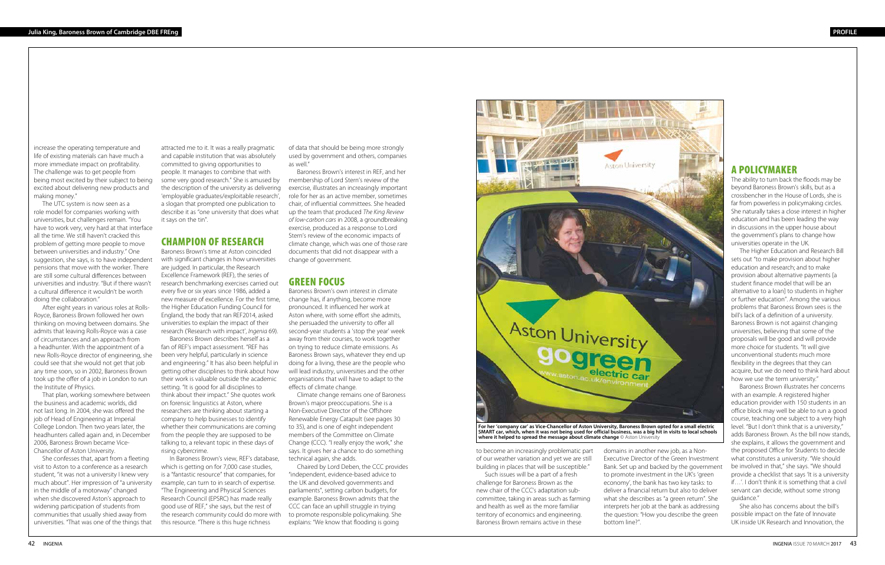increase the operating temperature and life of existing materials can have much a more immediate impact on profitability. The challenge was to get people from being most excited by their subject to being excited about delivering new products and making money."

The UTC system is now seen as a role model for companies working with universities, but challenges remain. "You have to work very, very hard at that interface all the time. We still haven't cracked this problem of getting more people to move between universities and industry." One suggestion, she says, is to have independent pensions that move with the worker. There are still some cultural differences between universities and industry. "But if there wasn't a cultural difference it wouldn't be worth doing the collaboration."

After eight years in various roles at Rolls-Royce, Baroness Brown followed her own thinking on moving between domains. She admits that leaving Rolls-Royce was a case of circumstances and an approach from a headhunter. With the appointment of a new Rolls-Royce director of engineering, she could see that she would not get that job any time soon, so in 2002, Baroness Brown took up the offer of a job in London to run the Institute of Physics.

That plan, working somewhere between the business and academic worlds, did not last long. In 2004, she was offered the job of Head of Engineering at Imperial College London. Then two years later, the headhunters called again and, in December 2006, Baroness Brown became Vice-Chancellor of Aston University.

She confesses that, apart from a fleeting visit to Aston to a conference as a research student, "it was not a university I knew very much about". Her impression of "a university in the middle of a motorway" changed when she discovered Aston's approach to widening participation of students from communities that usually shied away from universities. "That was one of the things that attracted me to it. It was a really pragmatic and capable institution that was absolutely committed to giving opportunities to people. It manages to combine that with some very good research." She is amused by the description of the university as delivering 'employable graduates/exploitable research', a slogan that prompted one publication to describe it as "one university that does what it says on the tin".

## CHAMPION OF RESEARCH

Baroness Brown's time at Aston coincided with significant changes in how universities are judged. In particular, the Research Excellence Framework (REF), the series of research benchmarking exercises carried out every five or six years since 1986, added a new measure of excellence. For the first time, the Higher Education Funding Council for England, the body that ran REF2014, asked universities to explain the impact of their research ('Research with impact', *Ingenia* 69).

Baroness Brown describes herself as a fan of REF's impact assessment. "REF has been very helpful, particularly in science and engineering." It has also been helpful in getting other disciplines to think about how their work is valuable outside the academic setting. "It is good for all disciplines to think about their impact." She quotes work on forensic linguistics at Aston, where researchers are thinking about starting a company to help businesses to identify whether their communications are coming from the people they are supposed to be talking to, a relevant topic in these days of rising cybercrime.

In Baroness Brown's view, REF's database, which is getting on for 7,000 case studies, is a "fantastic resource" that companies, for example, can turn to in search of expertise. "The Engineering and Physical Sciences Research Council (EPSRC) has made really good use of REF," she says, but the rest of the research community could do more with this resource. "There is this huge richness of data that should be being more strongly used by government and others, companies as well."

Baroness Brown's interest in REF, and her membership of Lord Stern's review of the exercise, illustrates an increasingly important role for her as an active member, sometimes chair, of influential committees. She headed up the team that produced *The King Review of low-carbon cars* in 2008, a groundbreaking exercise, produced as a response to Lord Stern's review of the economic impacts of climate change, which was one of those rare documents that did not disappear with a change of government.

## GREEN FOCUS

Baroness Brown's own interest in climate change has, if anything, become more pronounced. It influenced her work at Aston where, with some effort she admits, she persuaded the university to offer all second-year students a 'stop the year' week away from their courses, to work together on trying to reduce climate emissions. As Baroness Brown says, whatever they end up doing for a living, these are the people who will lead industry, universities and the other organisations that will have to adapt to the effects of climate change.

Climate change remains one of Baroness Brown's major preoccupations. She is a Non-Executive Director of the Offshore Renewable Energy Catapult (see pages 30 to 35), and is one of eight independent members of the Committee on Climate Change (CCC). "I really enjoy the work," she says. It gives her a chance to do something technical again, she adds.

Chaired by Lord Deben, the CCC provides "independent, evidence-based advice to the UK and devolved governments and parliaments", setting carbon budgets, for example. Baroness Brown admits that the CCC can face an uphill struggle in trying to promote responsible policymaking. She explains: "We know that flooding is going to become an increasingly problematic part of our weather variation and yet we are still building in places that will be susceptible."

Such issues will be a part of a fresh challenge for Baroness Brown as the new chair of the CCC's adaptation sub-committee, taking in areas such as farming and health as well as the more familiar territory of economics and engineering. Baroness Brown remains active in these domains in another new job, as a Non-Executive Director of the Green Investment Bank. Set up and backed by the government to promote investment in the UK's 'green economy', the bank has two key tasks: to deliver a financial return but also to deliver what she describes as "a green return". She interprets her job at the bank as addressing the question: "How you describe the green bottom line?".

For her 'company car' as Vice-Chancellor of Aston University, Baroness Brown opted for a small electric SMART car, which, when it was not being used for official business, was a big hit in visits to local schools where it helped to spread the message about climate change © Aston University

## A POLICYMAKER

The ability to turn back the floods may be beyond Baroness Brown's skills, but as a crossbencher in the House of Lords, she is far from powerless in policymaking circles. She naturally takes a close interest in higher education and has been leading the way in discussions in the upper house about the government's plans to change how universities operate in the UK.

The Higher Education and Research Bill sets out "to make provision about higher education and research; and to make provision about alternative payments [a student finance model that will be an alternative to a loan] to students in higher or further education". Among the various problems that Baroness Brown sees is the bill's lack of a definition of a university. Baroness Brown is not against changing universities, believing that some of the proposals will be good and will provide more choice for students. "It will give unconventional students much more flexibility in the degrees that they can acquire, but we do need to think hard about how we use the term university."

Baroness Brown illustrates her concerns with an example. A registered higher education provider with 150 students in an office block may well be able to run a good course, teaching one subject to a very high level. "But I don't think that is a university," adds Baroness Brown. As the bill now stands, she explains, it allows the government and the proposed Office for Students to decide what constitutes a university. "We should be involved in that," she says. "We should provide a checklist that says 'It is a university if…'. I don't think it is something that a civil servant can decide, without some strong guidance."

She also has concerns about the bill's possible impact on the fate of Innovate UK inside UK Research and Innovation, the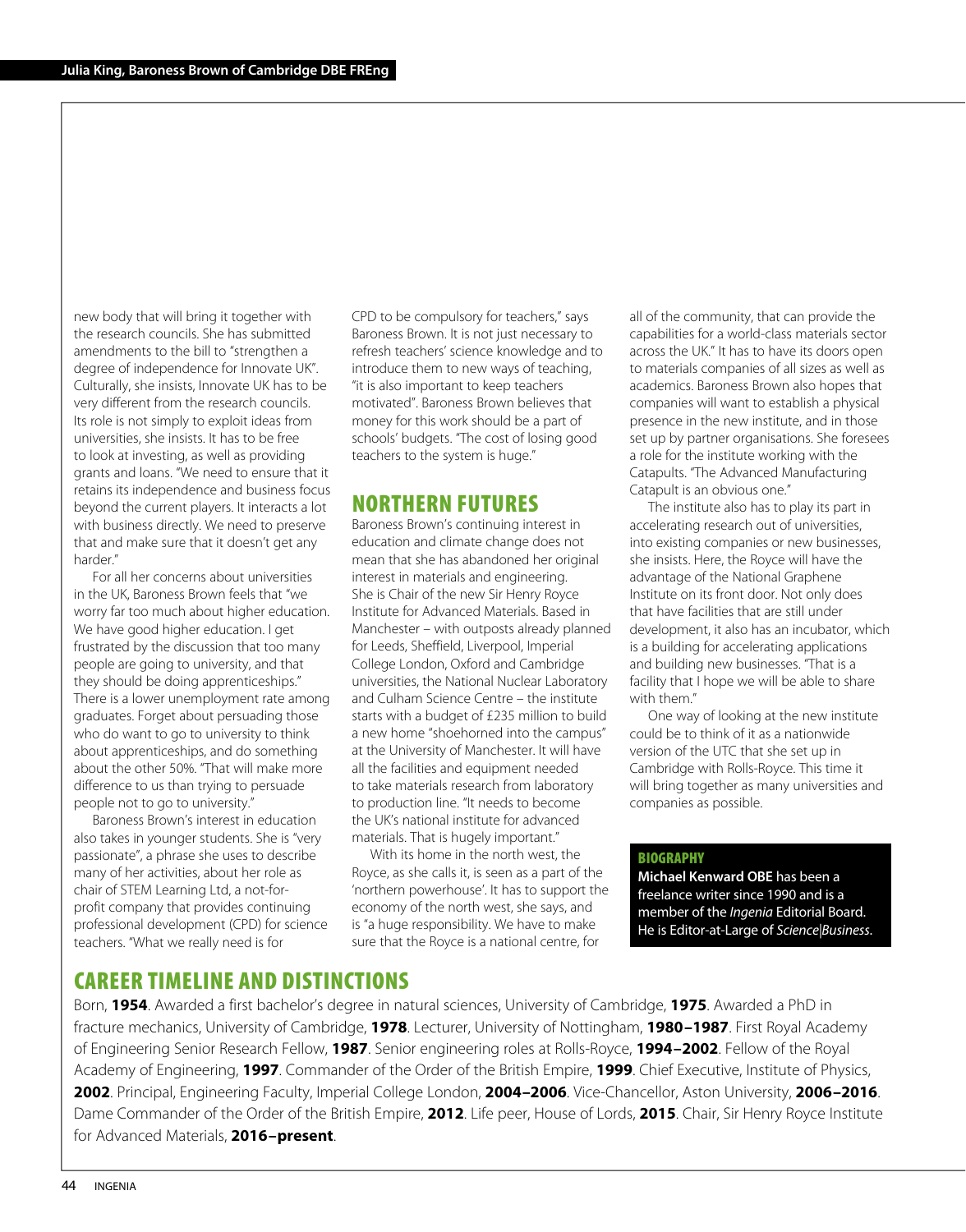new body that will bring it together with the research councils. She has submitted amendments to the bill to "strengthen a degree of independence for Innovate UK". Culturally, she insists, Innovate UK has to be very different from the research councils. Its role is not simply to exploit ideas from universities, she insists. It has to be free to look at investing, as well as providing grants and loans. "We need to ensure that it retains its independence and business focus beyond the current players. It interacts a lot with business directly. We need to preserve that and make sure that it doesn't get any harder."

For all her concerns about universities in the UK, Baroness Brown feels that "we worry far too much about higher education. We have good higher education. I get frustrated by the discussion that too many people are going to university, and that they should be doing apprenticeships." There is a lower unemployment rate among graduates. Forget about persuading those who do want to go to university to think about apprenticeships, and do something about the other 50%. "That will make more difference to us than trying to persuade people not to go to university."

Baroness Brown's interest in education also takes in younger students. She is "very passionate", a phrase she uses to describe many of her activities, about her role as chair of STEM Learning Ltd, a not-for-profit company that provides continuing professional development (CPD) for science teachers. "What we really need is for CPD to be compulsory for teachers," says Baroness Brown. It is not just necessary to refresh teachers' science knowledge and to introduce them to new ways of teaching, "it is also important to keep teachers motivated". Baroness Brown believes that money for this work should be a part of schools' budgets. "The cost of losing good teachers to the system is huge."

## NORTHERN FUTURES

Baroness Brown's continuing interest in education and climate change does not mean that she has abandoned her original interest in materials and engineering. She is Chair of the new Sir Henry Royce Institute for Advanced Materials. Based in Manchester – with outposts already planned for Leeds, Sheffield, Liverpool, Imperial College London, Oxford and Cambridge universities, the National Nuclear Laboratory and Culham Science Centre – the institute starts with a budget of £235 million to build a new home "shoehorned into the campus" at the University of Manchester. It will have all the facilities and equipment needed to take materials research from laboratory to production line. "It needs to become the UK's national institute for advanced materials. That is hugely important."

With its home in the north west, the Royce, as she calls it, is seen as a part of the 'northern powerhouse'. It has to support the economy of the north west, she says, and is "a huge responsibility. We have to make sure that the Royce is a national centre, for all of the community, that can provide the capabilities for a world-class materials sector across the UK." It has to have its doors open to materials companies of all sizes as well as academics. Baroness Brown also hopes that companies will want to establish a physical presence in the new institute, and in those set up by partner organisations. She foresees a role for the institute working with the Catapults. "The Advanced Manufacturing Catapult is an obvious one."

The institute also has to play its part in accelerating research out of universities, into existing companies or new businesses, she insists. Here, the Royce will have the advantage of the National Graphene Institute on its front door. Not only does that have facilities that are still under development, it also has an incubator, which is a building for accelerating applications and building new businesses. "That is a facility that I hope we will be able to share with them."

One way of looking at the new institute could be to think of it as a nationwide version of the UTC that she set up in Cambridge with Rolls-Royce. This time it will bring together as many universities and companies as possible.

### BIOGRAPHY

**Michael Kenward OBE** has been a freelance writer since 1990 and is a member of the *Ingenia* Editorial Board. He is Editor-at-Large of *Science|Business*.

## CAREER TIMELINE AND DISTINCTIONS

Born, **1954**. Awarded a first bachelor's degree in natural sciences, University of Cambridge, **1975**. Awarded a PhD in fracture mechanics, University of Cambridge, **1978**. Lecturer, University of Nottingham, **1980–1987**. First Royal Academy of Engineering Senior Research Fellow, **1987**. Senior engineering roles at Rolls-Royce, **1994–2002**. Fellow of the Royal Academy of Engineering, **1997**. Commander of the Order of the British Empire, **1999**. Chief Executive, Institute of Physics, **2002**. Principal, Engineering Faculty, Imperial College London, **2004–2006**. Vice-Chancellor, Aston University, **2006–2016**. Dame Commander of the Order of the British Empire, **2012**. Life peer, House of Lords, **2015**. Chair, Sir Henry Royce Institute for Advanced Materials, **2016–present**.